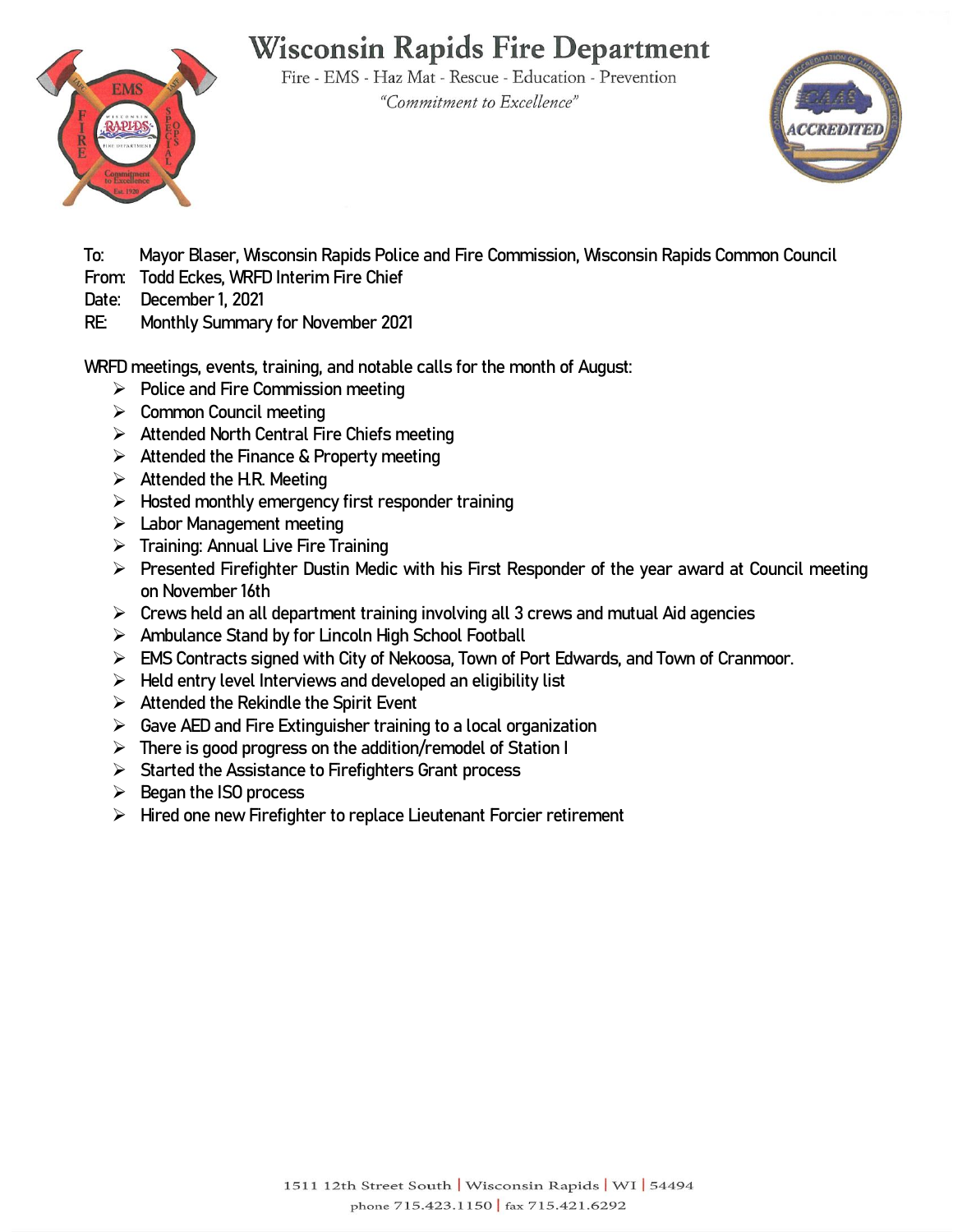# Wisconsin Rapids Fire Department

Fire - EMS - Haz Mat - Rescue - Education - Prevention

*"Commitment to Excellence"*

To: Mayor Blaser, Wisconsin Rapids Police and Fire Commission, Wisconsin Rapids Common Council
From: Todd Eckes, WRFD Interim Fire Chief
Date: December 1, 2021
RE: Monthly Summary for November 2021

WRFD meetings, events, training, and notable calls for the month of August:

- Police and Fire Commission meeting
- Common Council meeting
- Attended North Central Fire Chiefs meeting
- Attended the Finance & Property meeting
- Attended the H.R. Meeting
- Hosted monthly emergency first responder training
- Labor Management meeting
- Training: Annual Live Fire Training
- Presented Firefighter Dustin Medic with his First Responder of the year award at Council meeting on November 16th
- Crews held an all department training involving all 3 crews and mutual Aid agencies
- Ambulance Stand by for Lincoln High School Football
- EMS Contracts signed with City of Nekoosa, Town of Port Edwards, and Town of Cranmoor.
- Held entry level Interviews and developed an eligibility list
- Attended the Rekindle the Spirit Event
- Gave AED and Fire Extinguisher training to a local organization
- There is good progress on the addition/remodel of Station I
- Started the Assistance to Firefighters Grant process
- Began the ISO process
- Hired one new Firefighter to replace Lieutenant Forcier retirement

1511 12th Street South | Wisconsin Rapids | WI | 54494
phone 715.423.1150 | fax 715.421.6292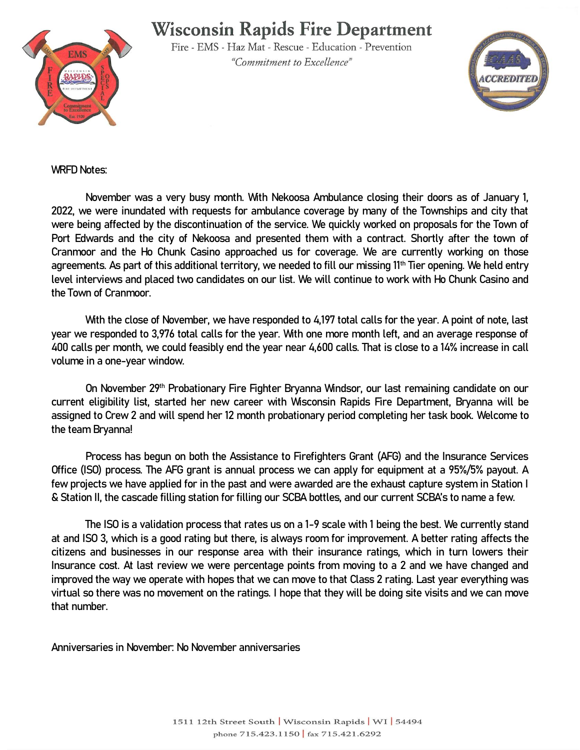# Wisconsin Rapids Fire Department

Fire - EMS - Haz Mat - Rescue - Education - Prevention

*"Commitment to Excellence"*

WRFD Notes:

November was a very busy month. With Nekoosa Ambulance closing their doors as of January 1, 2022, we were inundated with requests for ambulance coverage by many of the Townships and city that were being affected by the discontinuation of the service. We quickly worked on proposals for the Town of Port Edwards and the city of Nekoosa and presented them with a contract. Shortly after the town of Cranmoor and the Ho Chunk Casino approached us for coverage. We are currently working on those agreements. As part of this additional territory, we needed to fill our missing 11th Tier opening. We held entry level interviews and placed two candidates on our list. We will continue to work with Ho Chunk Casino and the Town of Cranmoor.

With the close of November, we have responded to 4,197 total calls for the year. A point of note, last year we responded to 3,976 total calls for the year. With one more month left, and an average response of 400 calls per month, we could feasibly end the year near 4,600 calls. That is close to a 14% increase in call volume in a one-year window.

On November 29th Probationary Fire Fighter Bryanna Windsor, our last remaining candidate on our current eligibility list, started her new career with Wisconsin Rapids Fire Department, Bryanna will be assigned to Crew 2 and will spend her 12 month probationary period completing her task book. Welcome to the team Bryanna!

Process has begun on both the Assistance to Firefighters Grant (AFG) and the Insurance Services Office (ISO) process. The AFG grant is annual process we can apply for equipment at a 95%/5% payout. A few projects we have applied for in the past and were awarded are the exhaust capture system in Station I & Station II, the cascade filling station for filling our SCBA bottles, and our current SCBA's to name a few.

The ISO is a validation process that rates us on a 1-9 scale with 1 being the best. We currently stand at and ISO 3, which is a good rating but there, is always room for improvement. A better rating affects the citizens and businesses in our response area with their insurance ratings, which in turn lowers their Insurance cost. At last review we were percentage points from moving to a 2 and we have changed and improved the way we operate with hopes that we can move to that Class 2 rating. Last year everything was virtual so there was no movement on the ratings. I hope that they will be doing site visits and we can move that number.

Anniversaries in November: No November anniversaries

1511 12th Street South | Wisconsin Rapids | WI | 54494
phone 715.423.1150 | fax 715.421.6292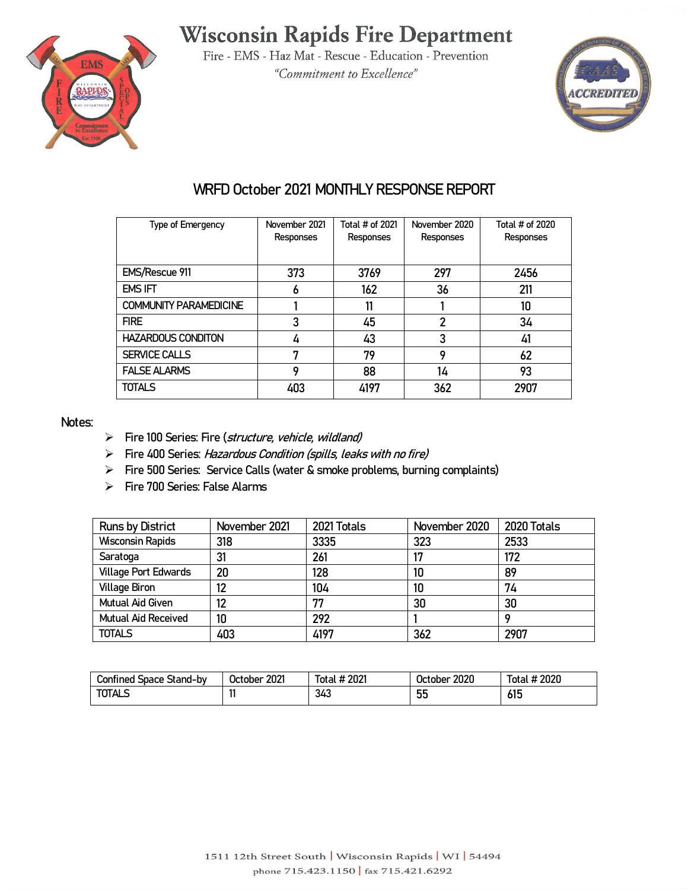# Wisconsin Rapids Fire Department

Fire - EMS - Haz Mat - Rescue - Education - Prevention

*"Commitment to Excellence"*

## WRFD October 2021 MONTHLY RESPONSE REPORT

| Type of Emergency | November 2021 Responses | Total # of 2021 Responses | November 2020 Responses | Total # of 2020 Responses |
|---|---|---|---|---|
| EMS/Rescue 911 | 373 | 3769 | 297 | 2456 |
| EMS IFT | 6 | 162 | 36 | 211 |
| COMMUNITY PARAMEDICINE | 1 | 11 | 1 | 10 |
| FIRE | 3 | 45 | 2 | 34 |
| HAZARDOUS CONDITON | 4 | 43 | 3 | 41 |
| SERVICE CALLS | 7 | 79 | 9 | 62 |
| FALSE ALARMS | 9 | 88 | 14 | 93 |
| TOTALS | 403 | 4197 | 362 | 2907 |

Notes:

- Fire 100 Series: Fire (*structure, vehicle, wildland*)
- Fire 400 Series: *Hazardous Condition (spills, leaks with no fire)*
- Fire 500 Series: Service Calls (water & smoke problems, burning complaints)
- Fire 700 Series: False Alarms

| Runs by District | November 2021 | 2021 Totals | November 2020 | 2020 Totals |
|---|---|---|---|---|
| Wisconsin Rapids | 318 | 3335 | 323 | 2533 |
| Saratoga | 31 | 261 | 17 | 172 |
| Village Port Edwards | 20 | 128 | 10 | 89 |
| Village Biron | 12 | 104 | 10 | 74 |
| Mutual Aid Given | 12 | 77 | 30 | 30 |
| Mutual Aid Received | 10 | 292 | 1 | 9 |
| TOTALS | 403 | 4197 | 362 | 2907 |

| Confined Space Stand-by | October 2021 | Total # 2021 | October 2020 | Total # 2020 |
|---|---|---|---|---|
| TOTALS | 11 | 343 | 55 | 615 |

1511 12th Street South | Wisconsin Rapids | WI | 54494

phone 715.423.1150 | fax 715.421.6292